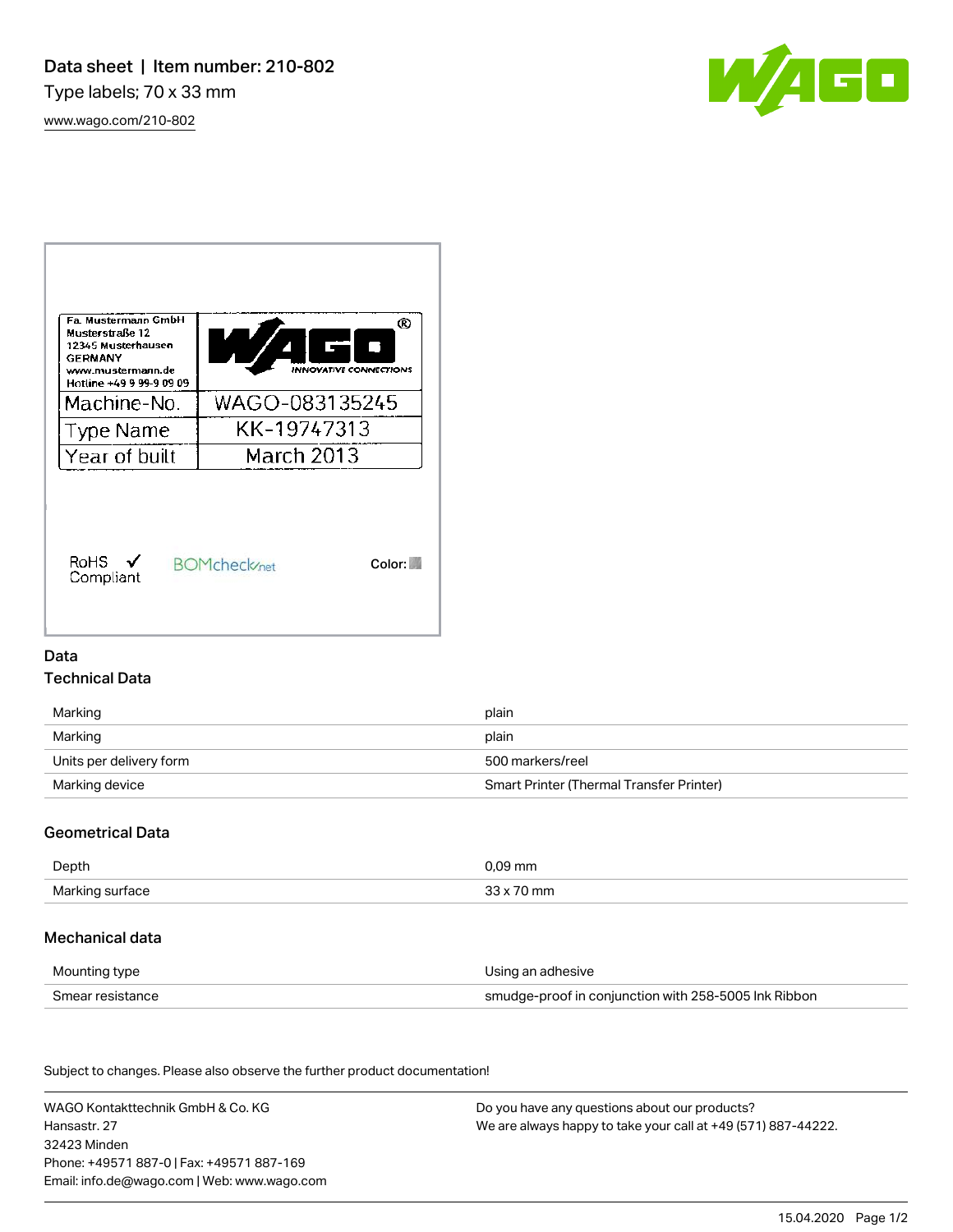# Data sheet | Item number: 210-802

Type labels; 70 x 33 mm

www.wago.com/210-802

## Data

### Technical Data

| | |
|---|---|
| Marking | plain |
| Marking | plain |
| Units per delivery form | 500 markers/reel |
| Marking device | Smart Printer (Thermal Transfer Printer) |

### Geometrical Data

| | |
|---|---|
| Depth | 0,09 mm |
| Marking surface | 33 x 70 mm |

### Mechanical data

| | |
|---|---|
| Mounting type | Using an adhesive |
| Smear resistance | smudge-proof in conjunction with 258-5005 Ink Ribbon |

Subject to changes. Please also observe the further product documentation!

WAGO Kontakttechnik GmbH & Co. KG
Hansastr. 27
32423 Minden
Phone: +49571 887-0 | Fax: +49571 887-169
Email: info.de@wago.com | Web: www.wago.com

Do you have any questions about our products?
We are always happy to take your call at +49 (571) 887-44222.

15.04.2020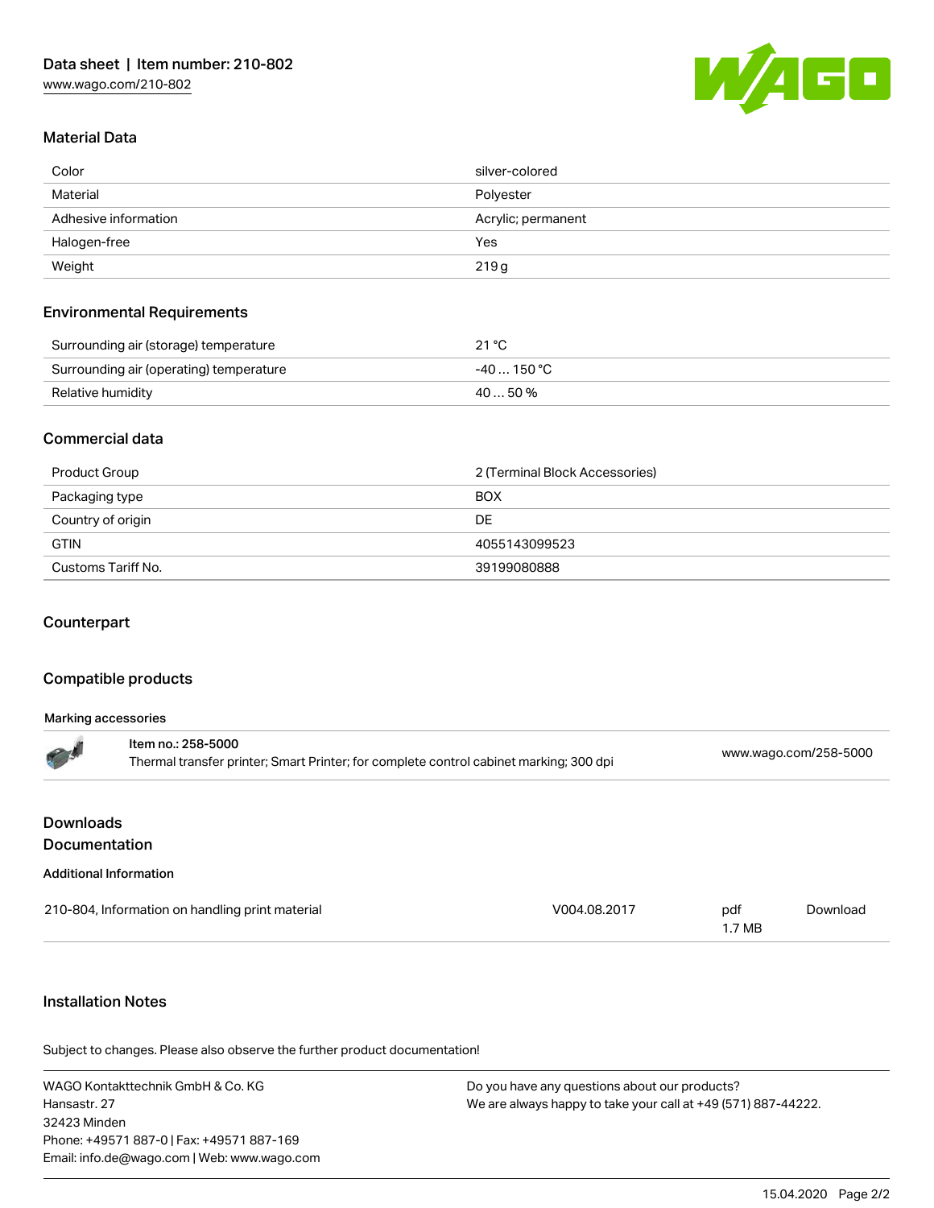## Material Data

| | |
|---|---|
| Color | silver-colored |
| Material | Polyester |
| Adhesive information | Acrylic; permanent |
| Halogen-free | Yes |
| Weight | 219 g |

## Environmental Requirements

| | |
|---|---|
| Surrounding air (storage) temperature | 21 °C |
| Surrounding air (operating) temperature | -40 … 150 °C |
| Relative humidity | 40 … 50 % |

## Commercial data

| | |
|---|---|
| Product Group | 2 (Terminal Block Accessories) |
| Packaging type | BOX |
| Country of origin | DE |
| GTIN | 4055143099523 |
| Customs Tariff No. | 39199080888 |

## Counterpart

## Compatible products

### Marking accessories

| | |
|---|---|
| **Item no.: 258-5000**<br>Thermal transfer printer; Smart Printer; for complete control cabinet marking; 300 dpi | www.wago.com/258-5000 |

## Downloads
## Documentation

### Additional Information

| | | | |
|---|---|---|---|
| 210-804, Information on handling print material | V004.08.2017 | pdf<br>1.7 MB | Download |

## Installation Notes

Subject to changes. Please also observe the further product documentation!

WAGO Kontakttechnik GmbH & Co. KG
Hansastr. 27
32423 Minden
Phone: +49571 887-0 | Fax: +49571 887-169
Email: info.de@wago.com | Web: www.wago.com

Do you have any questions about our products?
We are always happy to take your call at +49 (571) 887-44222.

15.04.2020